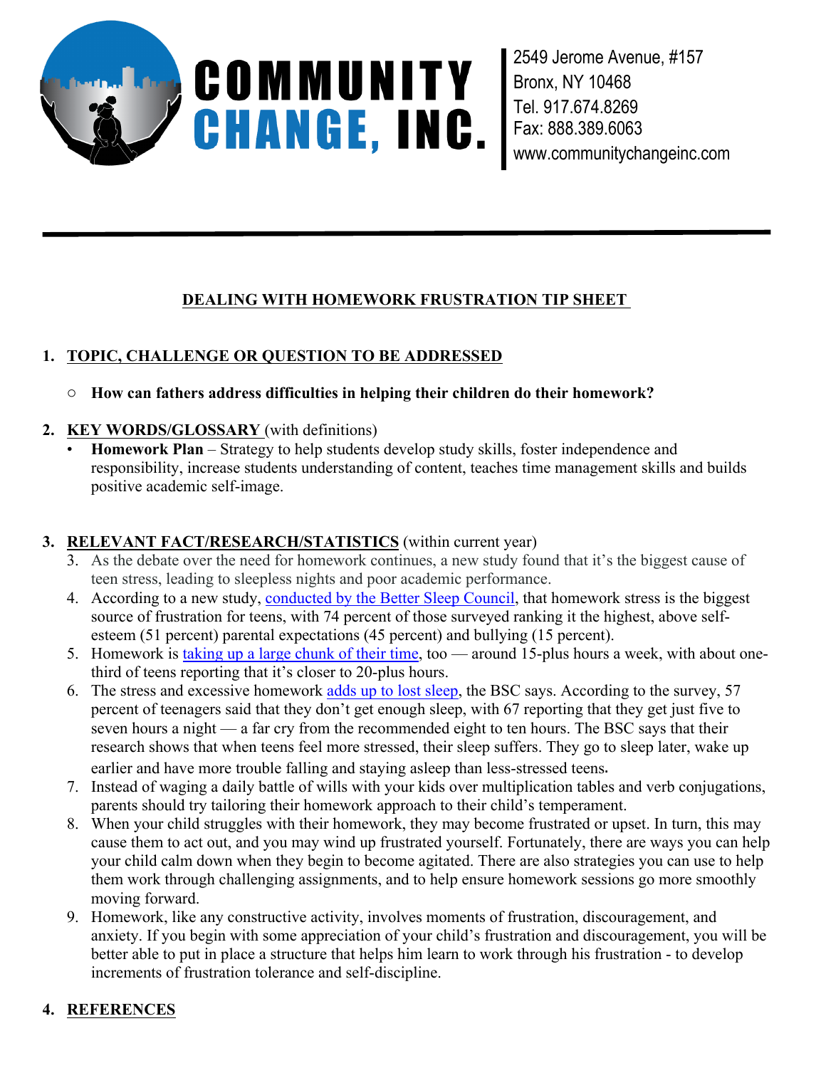# COMMUNITY CHANGE, INC.

2549 Jerome Avenue, #157
Bronx, NY 10468
Tel. 917.674.8269
Fax: 888.389.6063
www.communitychangeinc.com

---

## DEALING WITH HOMEWORK FRUSTRATION TIP SHEET

### 1. TOPIC, CHALLENGE OR QUESTION TO BE ADDRESSED

- **How can fathers address difficulties in helping their children do their homework?**

### 2. KEY WORDS/GLOSSARY (with definitions)

- **Homework Plan** – Strategy to help students develop study skills, foster independence and responsibility, increase students understanding of content, teaches time management skills and builds positive academic self-image.

### 3. RELEVANT FACT/RESEARCH/STATISTICS (within current year)

3. As the debate over the need for homework continues, a new study found that it's the biggest cause of teen stress, leading to sleepless nights and poor academic performance.
4. According to a new study, conducted by the Better Sleep Council, that homework stress is the biggest source of frustration for teens, with 74 percent of those surveyed ranking it the highest, above self-esteem (51 percent) parental expectations (45 percent) and bullying (15 percent).
5. Homework is taking up a large chunk of their time, too — around 15-plus hours a week, with about one-third of teens reporting that it's closer to 20-plus hours.
6. The stress and excessive homework adds up to lost sleep, the BSC says. According to the survey, 57 percent of teenagers said that they don't get enough sleep, with 67 reporting that they get just five to seven hours a night — a far cry from the recommended eight to ten hours. The BSC says that their research shows that when teens feel more stressed, their sleep suffers. They go to sleep later, wake up earlier and have more trouble falling and staying asleep than less-stressed teens.
7. Instead of waging a daily battle of wills with your kids over multiplication tables and verb conjugations, parents should try tailoring their homework approach to their child's temperament.
8. When your child struggles with their homework, they may become frustrated or upset. In turn, this may cause them to act out, and you may wind up frustrated yourself. Fortunately, there are ways you can help your child calm down when they begin to become agitated. There are also strategies you can use to help them work through challenging assignments, and to help ensure homework sessions go more smoothly moving forward.
9. Homework, like any constructive activity, involves moments of frustration, discouragement, and anxiety. If you begin with some appreciation of your child's frustration and discouragement, you will be better able to put in place a structure that helps him learn to work through his frustration - to develop increments of frustration tolerance and self-discipline.

### 4. REFERENCES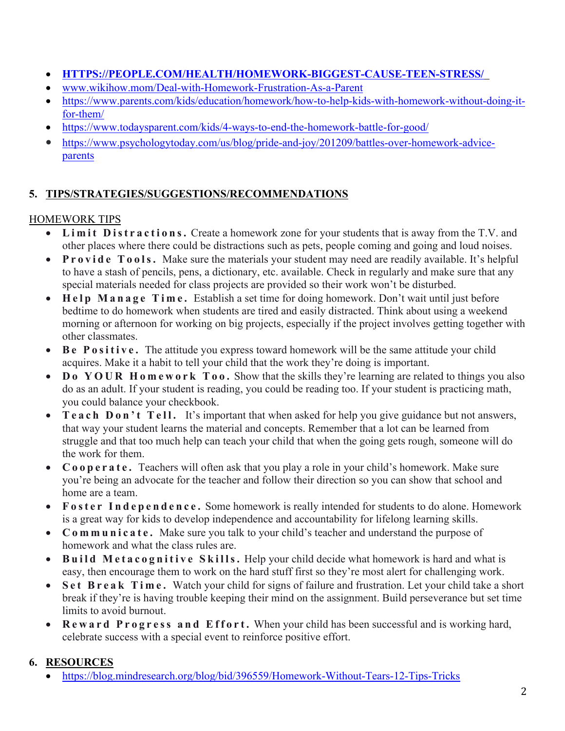- **[HTTPS://PEOPLE.COM/HEALTH/HOMEWORK-BIGGEST-CAUSE-TEEN-STRESS/](HTTPS://PEOPLE.COM/HEALTH/HOMEWORK-BIGGEST-CAUSE-TEEN-STRESS/)**
- [www.wikihow.mom/Deal-with-Homework-Frustration-As-a-Parent](www.wikihow.mom/Deal-with-Homework-Frustration-As-a-Parent)
- [https://www.parents.com/kids/education/homework/how-to-help-kids-with-homework-without-doing-it-for-them/](https://www.parents.com/kids/education/homework/how-to-help-kids-with-homework-without-doing-it-for-them/)
- [https://www.todaysparent.com/kids/4-ways-to-end-the-homework-battle-for-good/](https://www.todaysparent.com/kids/4-ways-to-end-the-homework-battle-for-good/)
- [https://www.psychologytoday.com/us/blog/pride-and-joy/201209/battles-over-homework-advice-parents](https://www.psychologytoday.com/us/blog/pride-and-joy/201209/battles-over-homework-advice-parents)

## 5. TIPS/STRATEGIES/SUGGESTIONS/RECOMMENDATIONS

HOMEWORK TIPS

- **Limit Distractions.** Create a homework zone for your students that is away from the T.V. and other places where there could be distractions such as pets, people coming and going and loud noises.
- **Provide Tools.** Make sure the materials your student may need are readily available. It's helpful to have a stash of pencils, pens, a dictionary, etc. available. Check in regularly and make sure that any special materials needed for class projects are provided so their work won't be disturbed.
- **Help Manage Time.** Establish a set time for doing homework. Don't wait until just before bedtime to do homework when students are tired and easily distracted. Think about using a weekend morning or afternoon for working on big projects, especially if the project involves getting together with other classmates.
- **Be Positive.** The attitude you express toward homework will be the same attitude your child acquires. Make it a habit to tell your child that the work they're doing is important.
- **Do YOUR Homework Too.** Show that the skills they're learning are related to things you also do as an adult. If your student is reading, you could be reading too. If your student is practicing math, you could balance your checkbook.
- **Teach Don't Tell.** It's important that when asked for help you give guidance but not answers, that way your student learns the material and concepts. Remember that a lot can be learned from struggle and that too much help can teach your child that when the going gets rough, someone will do the work for them.
- **Cooperate.** Teachers will often ask that you play a role in your child's homework. Make sure you're being an advocate for the teacher and follow their direction so you can show that school and home are a team.
- **Foster Independence.** Some homework is really intended for students to do alone. Homework is a great way for kids to develop independence and accountability for lifelong learning skills.
- **Communicate.** Make sure you talk to your child's teacher and understand the purpose of homework and what the class rules are.
- **Build Metacognitive Skills.** Help your child decide what homework is hard and what is easy, then encourage them to work on the hard stuff first so they're most alert for challenging work.
- **Set Break Time.** Watch your child for signs of failure and frustration. Let your child take a short break if they're is having trouble keeping their mind on the assignment. Build perseverance but set time limits to avoid burnout.
- **Reward Progress and Effort.** When your child has been successful and is working hard, celebrate success with a special event to reinforce positive effort.

## 6. RESOURCES

- [https://blog.mindresearch.org/blog/bid/396559/Homework-Without-Tears-12-Tips-Tricks](https://blog.mindresearch.org/blog/bid/396559/Homework-Without-Tears-12-Tips-Tricks)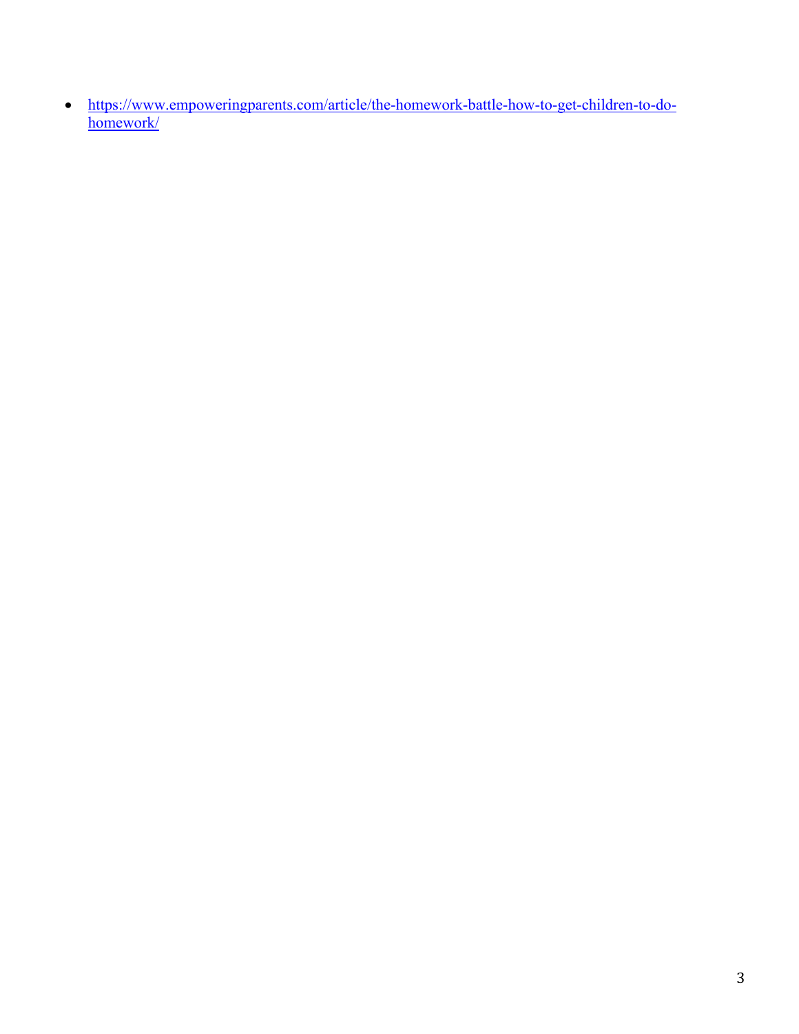- https://www.empoweringparents.com/article/the-homework-battle-how-to-get-children-to-do-homework/